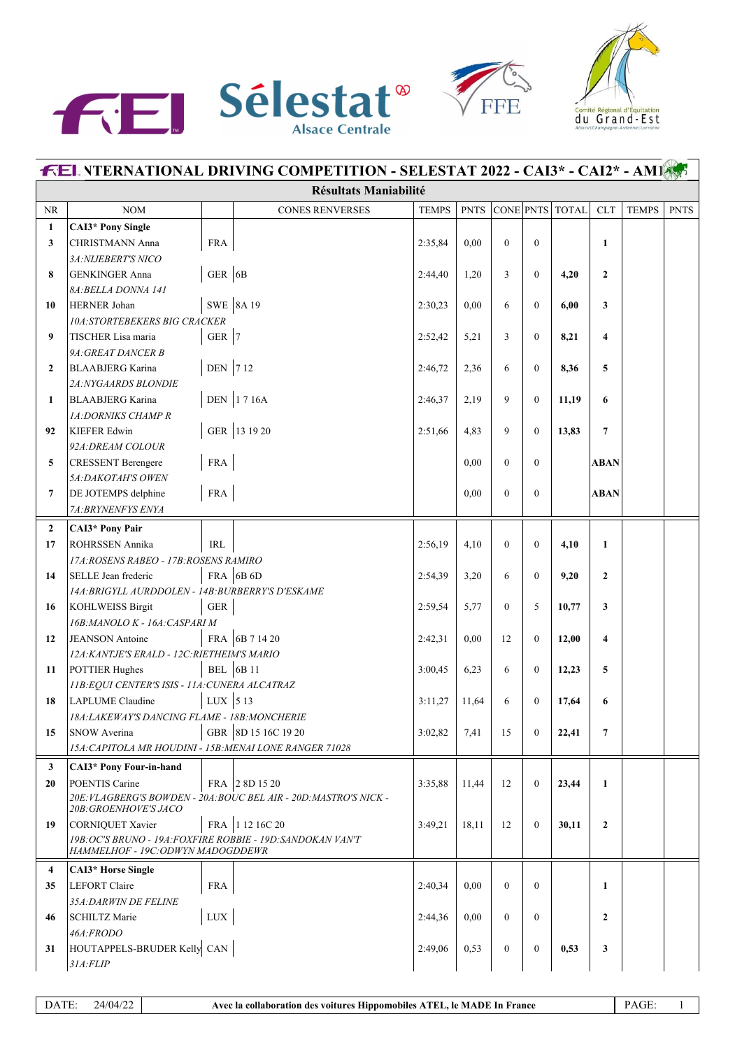# INTERNATIONAL DRIVING COMPETITION - SELESTAT 2022 - CAI3* - CAI2* - AM1

## Résultats Maniabilité

| NR | NOM | | CONES RENVERSES | TEMPS | PNTS | CONE | PNTS | TOTAL | CLT | TEMPS | PNTS |
|---|---|---|---|---|---|---|---|---|---|---|---|
| **1** | **CAI3* Pony Single** | | | | | | | | | | |
| **3** | CHRISTMANN Anna | FRA | | 2:35,84 | 0,00 | 0 | 0 | | **1** | | |
| | *3A:NIJEBERT'S NICO* | | | | | | | | | | |
| **8** | GENKINGER Anna | GER | 6B | 2:44,40 | 1,20 | 3 | 0 | **4,20** | **2** | | |
| | *8A:BELLA DONNA 141* | | | | | | | | | | |
| **10** | HERNER Johan | SWE | 8A 19 | 2:30,23 | 0,00 | 6 | 0 | **6,00** | **3** | | |
| | *10A:STORTEBEKERS BIG CRACKER* | | | | | | | | | | |
| **9** | TISCHER Lisa maria | GER | 7 | 2:52,42 | 5,21 | 3 | 0 | **8,21** | **4** | | |
| | *9A:GREAT DANCER B* | | | | | | | | | | |
| **2** | BLAABJERG Karina | DEN | 7 12 | 2:46,72 | 2,36 | 6 | 0 | **8,36** | **5** | | |
| | *2A:NYGAARDS BLONDIE* | | | | | | | | | | |
| **1** | BLAABJERG Karina | DEN | 1 7 16A | 2:46,37 | 2,19 | 9 | 0 | **11,19** | **6** | | |
| | *1A:DORNIKS CHAMP R* | | | | | | | | | | |
| **92** | KIEFER Edwin | GER | 13 19 20 | 2:51,66 | 4,83 | 9 | 0 | **13,83** | **7** | | |
| | *92A:DREAM COLOUR* | | | | | | | | | | |
| **5** | CRESSENT Berengere | FRA | | | 0,00 | 0 | 0 | | **ABAN** | | |
| | *5A:DAKOTAH'S OWEN* | | | | | | | | | | |
| **7** | DE JOTEMPS delphine | FRA | | | 0,00 | 0 | 0 | | **ABAN** | | |
| | *7A:BRYNENFYS ENYA* | | | | | | | | | | |
| **2** | **CAI3* Pony Pair** | | | | | | | | | | |
| **17** | ROHRSSEN Annika | IRL | | 2:56,19 | 4,10 | 0 | 0 | **4,10** | **1** | | |
| | *17A:ROSENS RABEO - 17B:ROSENS RAMIRO* | | | | | | | | | | |
| **14** | SELLE Jean frederic | FRA | 6B 6D | 2:54,39 | 3,20 | 6 | 0 | **9,20** | **2** | | |
| | *14A:BRIGYLL AURDDOLEN - 14B:BURBERRY'S D'ESKAME* | | | | | | | | | | |
| **16** | KOHLWEISS Birgit | GER | | 2:59,54 | 5,77 | 0 | 5 | **10,77** | **3** | | |
| | *16B:MANOLO K - 16A:CASPARI M* | | | | | | | | | | |
| **12** | JEANSON Antoine | FRA | 6B 7 14 20 | 2:42,31 | 0,00 | 12 | 0 | **12,00** | **4** | | |
| | *12A:KANTJE'S ERALD - 12C:RIETHEIM'S MARIO* | | | | | | | | | | |
| **11** | POTTIER Hughes | BEL | 6B 11 | 3:00,45 | 6,23 | 6 | 0 | **12,23** | **5** | | |
| | *11B:EQUI CENTER'S ISIS - 11A:CUNERA ALCATRAZ* | | | | | | | | | | |
| **18** | LAPLUME Claudine | LUX | 5 13 | 3:11,27 | 11,64 | 6 | 0 | **17,64** | **6** | | |
| | *18A:LAKEWAY'S DANCING FLAME - 18B:MONCHERIE* | | | | | | | | | | |
| **15** | SNOW Averina | GBR | 8D 15 16C 19 20 | 3:02,82 | 7,41 | 15 | 0 | **22,41** | **7** | | |
| | *15A:CAPITOLA MR HOUDINI - 15B:MENAI LONE RANGER 71028* | | | | | | | | | | |
| **3** | **CAI3* Pony Four-in-hand** | | | | | | | | | | |
| **20** | POENTIS Carine | FRA | 2 8D 15 20 | 3:35,88 | 11,44 | 12 | 0 | **23,44** | **1** | | |
| | *20E:VLAGBERG'S BOWDEN - 20A:BOUC BEL AIR - 20D:MASTRO'S NICK - 20B:GROENHOVE'S JACO* | | | | | | | | | | |
| **19** | CORNIQUET Xavier | FRA | 1 12 16C 20 | 3:49,21 | 18,11 | 12 | 0 | **30,11** | **2** | | |
| | *19B:OC'S BRUNO - 19A:FOXFIRE ROBBIE - 19D:SANDOKAN VAN'T HAMMELHOF - 19C:ODWYN MADOGDDEWR* | | | | | | | | | | |
| **4** | **CAI3* Horse Single** | | | | | | | | | | |
| **35** | LEFORT Claire | FRA | | 2:40,34 | 0,00 | 0 | 0 | | **1** | | |
| | *35A:DARWIN DE FELINE* | | | | | | | | | | |
| **46** | SCHILTZ Marie | LUX | | 2:44,36 | 0,00 | 0 | 0 | | **2** | | |
| | *46A:FRODO* | | | | | | | | | | |
| **31** | HOUTAPPELS-BRUDER Kelly | CAN | | 2:49,06 | 0,53 | 0 | 0 | **0,53** | **3** | | |
| | *31A:FLIP* | | | | | | | | | | |

DATE: 24/04/22 — Avec la collaboration des voitures Hippomobiles ATEL, le MADE In France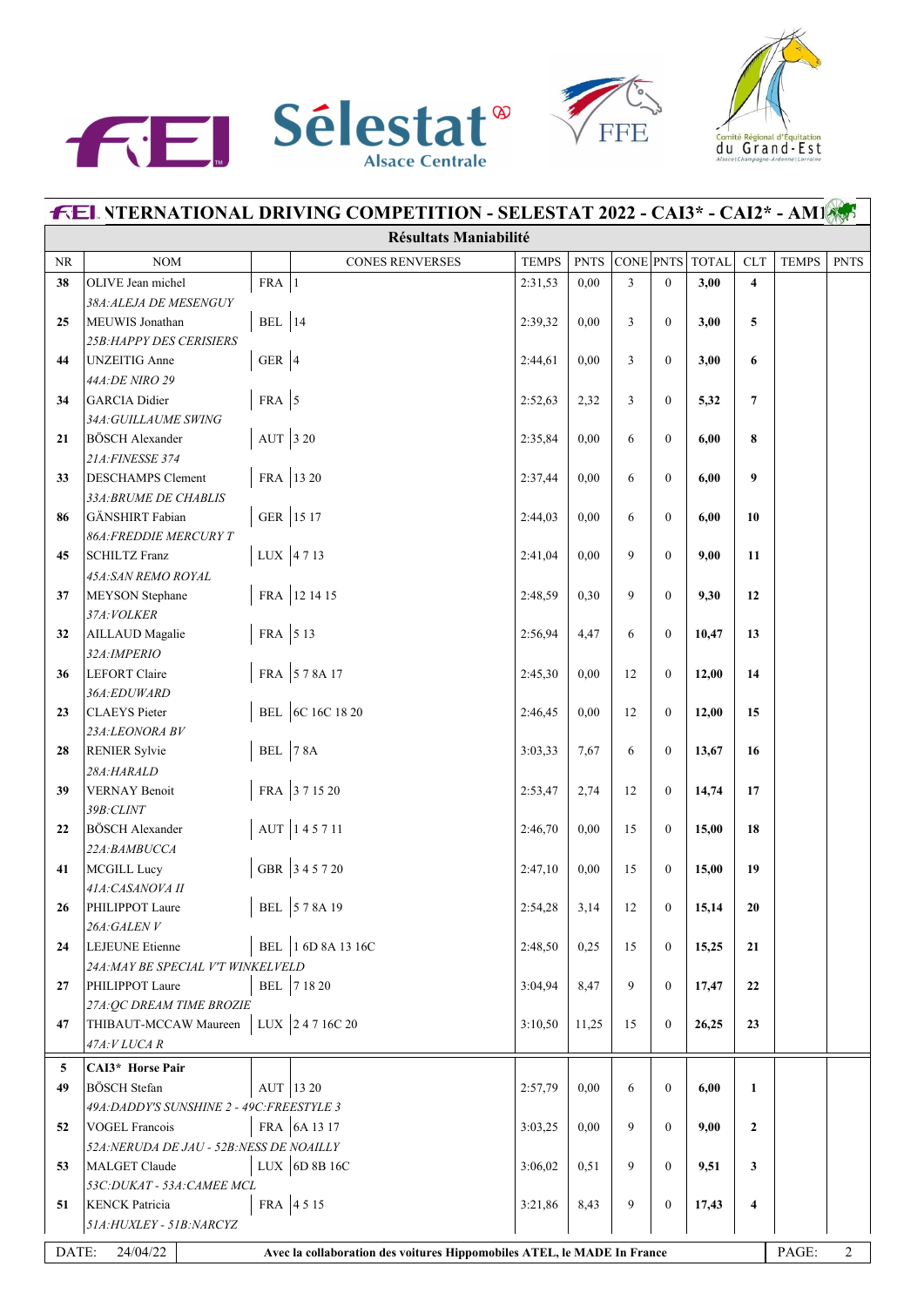# INTERNATIONAL DRIVING COMPETITION - SELESTAT 2022 - CAI3* - CAI2* - AM1

## Résultats Maniabilité

| NR | NOM | | CONES RENVERSES | TEMPS | PNTS | CONE | PNTS | TOTAL | CLT | TEMPS | PNTS |
|---|---|---|---|---|---|---|---|---|---|---|---|
| **38** | OLIVE Jean michel *38A:ALEJA DE MESENGUY* | FRA | 1 | 2:31,53 | 0,00 | 3 | 0 | **3,00** | **4** | | |
| **25** | MEUWIS Jonathan *25B:HAPPY DES CERISIERS* | BEL | 14 | 2:39,32 | 0,00 | 3 | 0 | **3,00** | **5** | | |
| **44** | UNZEITIG Anne *44A:DE NIRO 29* | GER | 4 | 2:44,61 | 0,00 | 3 | 0 | **3,00** | **6** | | |
| **34** | GARCIA Didier *34A:GUILLAUME SWING* | FRA | 5 | 2:52,63 | 2,32 | 3 | 0 | **5,32** | **7** | | |
| **21** | BÖSCH Alexander *21A:FINESSE 374* | AUT | 3 20 | 2:35,84 | 0,00 | 6 | 0 | **6,00** | **8** | | |
| **33** | DESCHAMPS Clement *33A:BRUME DE CHABLIS* | FRA | 13 20 | 2:37,44 | 0,00 | 6 | 0 | **6,00** | **9** | | |
| **86** | GÄNSHIRT Fabian *86A:FREDDIE MERCURY T* | GER | 15 17 | 2:44,03 | 0,00 | 6 | 0 | **6,00** | **10** | | |
| **45** | SCHILTZ Franz *45A:SAN REMO ROYAL* | LUX | 4 7 13 | 2:41,04 | 0,00 | 9 | 0 | **9,00** | **11** | | |
| **37** | MEYSON Stephane *37A:VOLKER* | FRA | 12 14 15 | 2:48,59 | 0,30 | 9 | 0 | **9,30** | **12** | | |
| **32** | AILLAUD Magalie *32A:IMPERIO* | FRA | 5 13 | 2:56,94 | 4,47 | 6 | 0 | **10,47** | **13** | | |
| **36** | LEFORT Claire *36A:EDUWARD* | FRA | 5 7 8A 17 | 2:45,30 | 0,00 | 12 | 0 | **12,00** | **14** | | |
| **23** | CLAEYS Pieter *23A:LEONORA BV* | BEL | 6C 16C 18 20 | 2:46,45 | 0,00 | 12 | 0 | **12,00** | **15** | | |
| **28** | RENIER Sylvie *28A:HARALD* | BEL | 7 8A | 3:03,33 | 7,67 | 6 | 0 | **13,67** | **16** | | |
| **39** | VERNAY Benoit *39B:CLINT* | FRA | 3 7 15 20 | 2:53,47 | 2,74 | 12 | 0 | **14,74** | **17** | | |
| **22** | BÖSCH Alexander *22A:BAMBUCCA* | AUT | 1 4 5 7 11 | 2:46,70 | 0,00 | 15 | 0 | **15,00** | **18** | | |
| **41** | MCGILL Lucy *41A:CASANOVA II* | GBR | 3 4 5 7 20 | 2:47,10 | 0,00 | 15 | 0 | **15,00** | **19** | | |
| **26** | PHILIPPOT Laure *26A:GALEN V* | BEL | 5 7 8A 19 | 2:54,28 | 3,14 | 12 | 0 | **15,14** | **20** | | |
| **24** | LEJEUNE Etienne *24A:MAY BE SPECIAL V'T WINKELVELD* | BEL | 1 6D 8A 13 16C | 2:48,50 | 0,25 | 15 | 0 | **15,25** | **21** | | |
| **27** | PHILIPPOT Laure *27A:QC DREAM TIME BROZIE* | BEL | 7 18 20 | 3:04,94 | 8,47 | 9 | 0 | **17,47** | **22** | | |
| **47** | THIBAUT-MCCAW Maureen *47A:V LUCA R* | LUX | 2 4 7 16C 20 | 3:10,50 | 11,25 | 15 | 0 | **26,25** | **23** | | |
| **5** | **CAI3* Horse Pair** | | | | | | | | | | |
| **49** | BÖSCH Stefan *49A:DADDY'S SUNSHINE 2 - 49C:FREESTYLE 3* | AUT | 13 20 | 2:57,79 | 0,00 | 6 | 0 | **6,00** | **1** | | |
| **52** | VOGEL Francois *52A:NERUDA DE JAU - 52B:NESS DE NOAILLY* | FRA | 6A 13 17 | 3:03,25 | 0,00 | 9 | 0 | **9,00** | **2** | | |
| **53** | MALGET Claude *53C:DUKAT - 53A:CAMEE MCL* | LUX | 6D 8B 16C | 3:06,02 | 0,51 | 9 | 0 | **9,51** | **3** | | |
| **51** | KENCK Patricia *51A:HUXLEY - 51B:NARCYZ* | FRA | 4 5 15 | 3:21,86 | 8,43 | 9 | 0 | **17,43** | **4** | | |

DATE: 24/04/22 — Avec la collaboration des voitures Hippomobiles ATEL, le MADE In France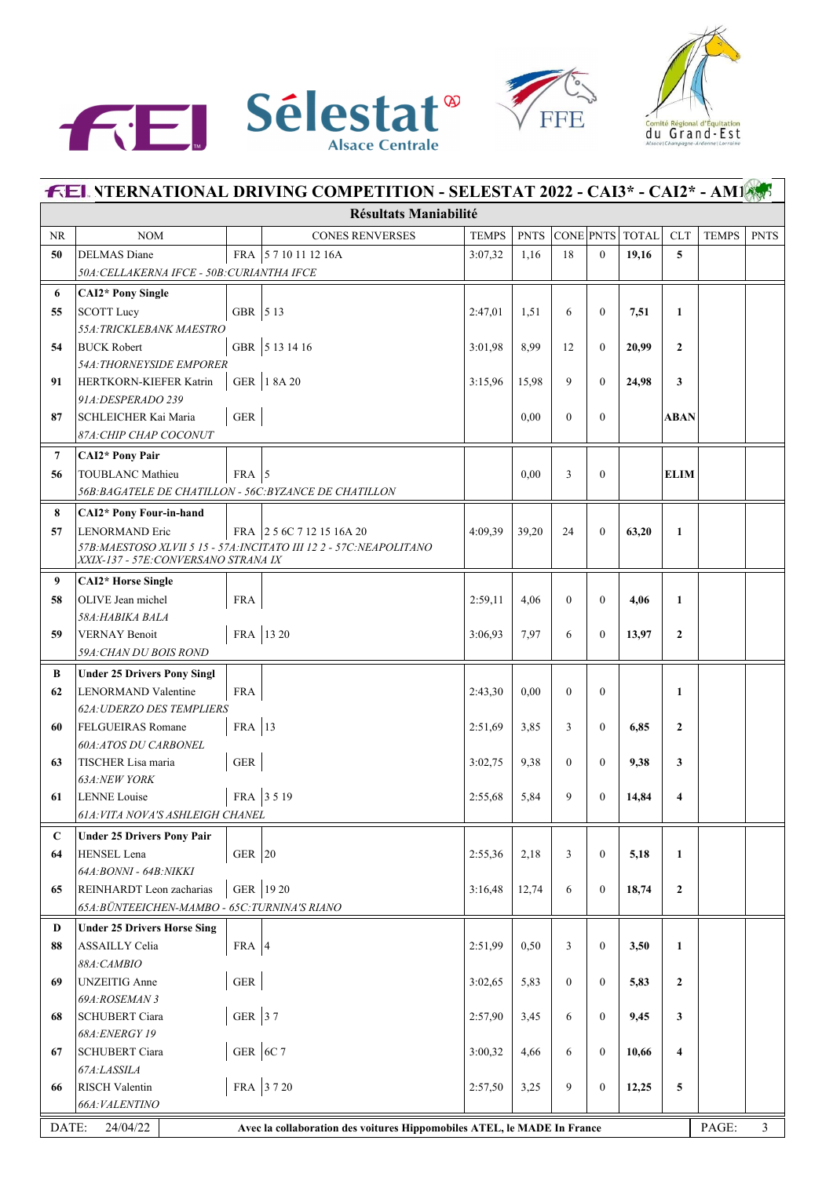## FEI INTERNATIONAL DRIVING COMPETITION - SELESTAT 2022 - CAI3* - CAI2* - AM1

### Résultats Maniabilité

| NR | NOM | | CONES RENVERSES | TEMPS | PNTS | CONE | PNTS | TOTAL | CLT | TEMPS | PNTS |
|---|---|---|---|---|---|---|---|---|---|---|---|
| 50 | DELMAS Diane | FRA | 5 7 10 11 12 16A | 3:07,32 | 1,16 | 18 | 0 | **19,16** | **5** | | |
| | *50A:CELLAKERNA IFCE - 50B:CURIANTHA IFCE* | | | | | | | | | | |
| **6** | **CAI2* Pony Single** | | | | | | | | | | |
| 55 | SCOTT Lucy | GBR | 5 13 | 2:47,01 | 1,51 | 6 | 0 | **7,51** | **1** | | |
| | *55A:TRICKLEBANK MAESTRO* | | | | | | | | | | |
| 54 | BUCK Robert | GBR | 5 13 14 16 | 3:01,98 | 8,99 | 12 | 0 | **20,99** | **2** | | |
| | *54A:THORNEYSIDE EMPORER* | | | | | | | | | | |
| 91 | HERTKORN-KIEFER Katrin | GER | 1 8A 20 | 3:15,96 | 15,98 | 9 | 0 | **24,98** | **3** | | |
| | *91A:DESPERADO 239* | | | | | | | | | | |
| 87 | SCHLEICHER Kai Maria | GER | | | 0,00 | 0 | 0 | | **ABAN** | | |
| | *87A:CHIP CHAP COCONUT* | | | | | | | | | | |
| **7** | **CAI2* Pony Pair** | | | | | | | | | | |
| 56 | TOUBLANC Mathieu | FRA | 5 | | 0,00 | 3 | 0 | | **ELIM** | | |
| | *56B:BAGATELE DE CHATILLON - 56C:BYZANCE DE CHATILLON* | | | | | | | | | | |
| **8** | **CAI2* Pony Four-in-hand** | | | | | | | | | | |
| 57 | LENORMAND Eric | FRA | 2 5 6C 7 12 15 16A 20 | 4:09,39 | 39,20 | 24 | 0 | **63,20** | **1** | | |
| | *57B:MAESTOSO XLVII 5 15 - 57A:INCITATO III 12 2 - 57C:NEAPOLITANO XXIX-137 - 57E:CONVERSANO STRANA IX* | | | | | | | | | | |
| **9** | **CAI2* Horse Single** | | | | | | | | | | |
| 58 | OLIVE Jean michel | FRA | | 2:59,11 | 4,06 | 0 | 0 | **4,06** | **1** | | |
| | *58A:HABIKA BALA* | | | | | | | | | | |
| 59 | VERNAY Benoit | FRA | 13 20 | 3:06,93 | 7,97 | 6 | 0 | **13,97** | **2** | | |
| | *59A:CHAN DU BOIS ROND* | | | | | | | | | | |
| **B** | **Under 25 Drivers Pony Singl** | | | | | | | | | | |
| 62 | LENORMAND Valentine | FRA | | 2:43,30 | 0,00 | 0 | 0 | | **1** | | |
| | *62A:UDERZO DES TEMPLIERS* | | | | | | | | | | |
| 60 | FELGUEIRAS Romane | FRA | 13 | 2:51,69 | 3,85 | 3 | 0 | **6,85** | **2** | | |
| | *60A:ATOS DU CARBONEL* | | | | | | | | | | |
| 63 | TISCHER Lisa maria | GER | | 3:02,75 | 9,38 | 0 | 0 | **9,38** | **3** | | |
| | *63A:NEW YORK* | | | | | | | | | | |
| 61 | LENNE Louise | FRA | 3 5 19 | 2:55,68 | 5,84 | 9 | 0 | **14,84** | **4** | | |
| | *61A:VITA NOVA'S ASHLEIGH CHANEL* | | | | | | | | | | |
| **C** | **Under 25 Drivers Pony Pair** | | | | | | | | | | |
| 64 | HENSEL Lena | GER | 20 | 2:55,36 | 2,18 | 3 | 0 | **5,18** | **1** | | |
| | *64A:BONNI - 64B:NIKKI* | | | | | | | | | | |
| 65 | REINHARDT Leon zacharias | GER | 19 20 | 3:16,48 | 12,74 | 6 | 0 | **18,74** | **2** | | |
| | *65A:BÜNTEEICHEN-MAMBO - 65C:TURNINA'S RIANO* | | | | | | | | | | |
| **D** | **Under 25 Drivers Horse Sing** | | | | | | | | | | |
| 88 | ASSAILLY Celia | FRA | 4 | 2:51,99 | 0,50 | 3 | 0 | **3,50** | **1** | | |
| | *88A:CAMBIO* | | | | | | | | | | |
| 69 | UNZEITIG Anne | GER | | 3:02,65 | 5,83 | 0 | 0 | **5,83** | **2** | | |
| | *69A:ROSEMAN 3* | | | | | | | | | | |
| 68 | SCHUBERT Ciara | GER | 3 7 | 2:57,90 | 3,45 | 6 | 0 | **9,45** | **3** | | |
| | *68A:ENERGY 19* | | | | | | | | | | |
| 67 | SCHUBERT Ciara | GER | 6C 7 | 3:00,32 | 4,66 | 6 | 0 | **10,66** | **4** | | |
| | *67A:LASSILA* | | | | | | | | | | |
| 66 | RISCH Valentin | FRA | 3 7 20 | 2:57,50 | 3,25 | 9 | 0 | **12,25** | **5** | | |
| | *66A:VALENTINO* | | | | | | | | | | |

DATE: 24/04/22 — **Avec la collaboration des voitures Hippomobiles ATEL, le MADE In France**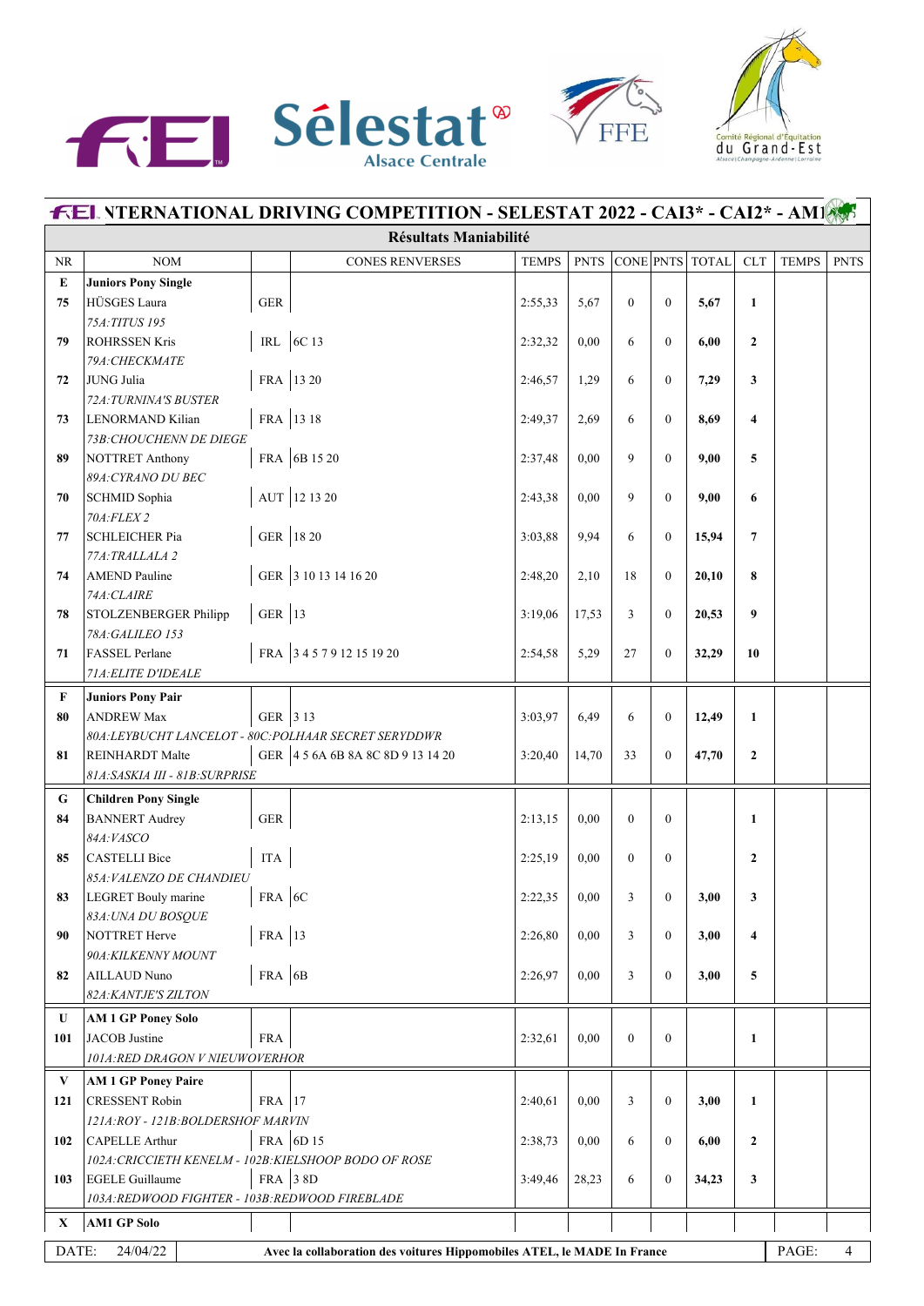# FEI INTERNATIONAL DRIVING COMPETITION - SELESTAT 2022 - CAI3* - CAI2* - AM1

## Résultats Maniabilité

| NR | NOM | | CONES RENVERSES | TEMPS | PNTS | CONE | PNTS | TOTAL | CLT | TEMPS | PNTS |
|---|---|---|---|---|---|---|---|---|---|---|---|
| **E** | **Juniors Pony Single** | | | | | | | | | | |
| **75** | HÜSGES Laura | GER | | 2:55,33 | 5,67 | 0 | 0 | **5,67** | **1** | | |
| | *75A:TITUS 195* | | | | | | | | | | |
| **79** | ROHRSSEN Kris | IRL | 6C 13 | 2:32,32 | 0,00 | 6 | 0 | **6,00** | **2** | | |
| | *79A:CHECKMATE* | | | | | | | | | | |
| **72** | JUNG Julia | FRA | 13 20 | 2:46,57 | 1,29 | 6 | 0 | **7,29** | **3** | | |
| | *72A:TURNINA'S BUSTER* | | | | | | | | | | |
| **73** | LENORMAND Kilian | FRA | 13 18 | 2:49,37 | 2,69 | 6 | 0 | **8,69** | **4** | | |
| | *73B:CHOUCHENN DE DIEGE* | | | | | | | | | | |
| **89** | NOTTRET Anthony | FRA | 6B 15 20 | 2:37,48 | 0,00 | 9 | 0 | **9,00** | **5** | | |
| | *89A:CYRANO DU BEC* | | | | | | | | | | |
| **70** | SCHMID Sophia | AUT | 12 13 20 | 2:43,38 | 0,00 | 9 | 0 | **9,00** | **6** | | |
| | *70A:FLEX 2* | | | | | | | | | | |
| **77** | SCHLEICHER Pia | GER | 18 20 | 3:03,88 | 9,94 | 6 | 0 | **15,94** | **7** | | |
| | *77A:TRALLALA 2* | | | | | | | | | | |
| **74** | AMEND Pauline | GER | 3 10 13 14 16 20 | 2:48,20 | 2,10 | 18 | 0 | **20,10** | **8** | | |
| | *74A:CLAIRE* | | | | | | | | | | |
| **78** | STOLZENBERGER Philipp | GER | 13 | 3:19,06 | 17,53 | 3 | 0 | **20,53** | **9** | | |
| | *78A:GALILEO 153* | | | | | | | | | | |
| **71** | FASSEL Perlane | FRA | 3 4 5 7 9 12 15 19 20 | 2:54,58 | 5,29 | 27 | 0 | **32,29** | **10** | | |
| | *71A:ELITE D'IDEALE* | | | | | | | | | | |
| **F** | **Juniors Pony Pair** | | | | | | | | | | |
| **80** | ANDREW Max | GER | 3 13 | 3:03,97 | 6,49 | 6 | 0 | **12,49** | **1** | | |
| | *80A:LEYBUCHT LANCELOT - 80C:POLHAAR SECRET SERYDDWR* | | | | | | | | | | |
| **81** | REINHARDT Malte | GER | 4 5 6A 6B 8A 8C 8D 9 13 14 20 | 3:20,40 | 14,70 | 33 | 0 | **47,70** | **2** | | |
| | *81A:SASKIA III - 81B:SURPRISE* | | | | | | | | | | |
| **G** | **Children Pony Single** | | | | | | | | | | |
| **84** | BANNERT Audrey | GER | | 2:13,15 | 0,00 | 0 | 0 | | **1** | | |
| | *84A:VASCO* | | | | | | | | | | |
| **85** | CASTELLI Bice | ITA | | 2:25,19 | 0,00 | 0 | 0 | | **2** | | |
| | *85A:VALENZO DE CHANDIEU* | | | | | | | | | | |
| **83** | LEGRET Bouly marine | FRA | 6C | 2:22,35 | 0,00 | 3 | 0 | **3,00** | **3** | | |
| | *83A:UNA DU BOSQUE* | | | | | | | | | | |
| **90** | NOTTRET Herve | FRA | 13 | 2:26,80 | 0,00 | 3 | 0 | **3,00** | **4** | | |
| | *90A:KILKENNY MOUNT* | | | | | | | | | | |
| **82** | AILLAUD Nuno | FRA | 6B | 2:26,97 | 0,00 | 3 | 0 | **3,00** | **5** | | |
| | *82A:KANTJE'S ZILTON* | | | | | | | | | | |
| **U** | **AM 1 GP Poney Solo** | | | | | | | | | | |
| **101** | JACOB Justine | FRA | | 2:32,61 | 0,00 | 0 | 0 | | **1** | | |
| | *101A:RED DRAGON V NIEUWOVERHOR* | | | | | | | | | | |
| **V** | **AM 1 GP Poney Paire** | | | | | | | | | | |
| **121** | CRESSENT Robin | FRA | 17 | 2:40,61 | 0,00 | 3 | 0 | **3,00** | **1** | | |
| | *121A:ROY - 121B:BOLDERSHOF MARVIN* | | | | | | | | | | |
| **102** | CAPELLE Arthur | FRA | 6D 15 | 2:38,73 | 0,00 | 6 | 0 | **6,00** | **2** | | |
| | *102A:CRICCIETH KENELM - 102B:KIELSHOOP BODO OF ROSE* | | | | | | | | | | |
| **103** | EGELE Guillaume | FRA | 3 8D | 3:49,46 | 28,23 | 6 | 0 | **34,23** | **3** | | |
| | *103A:REDWOOD FIGHTER - 103B:REDWOOD FIREBLADE* | | | | | | | | | | |
| **X** | **AM1 GP Solo** | | | | | | | | | | |

DATE: 24/04/22 — Avec la collaboration des voitures Hippomobiles ATEL, le MADE In France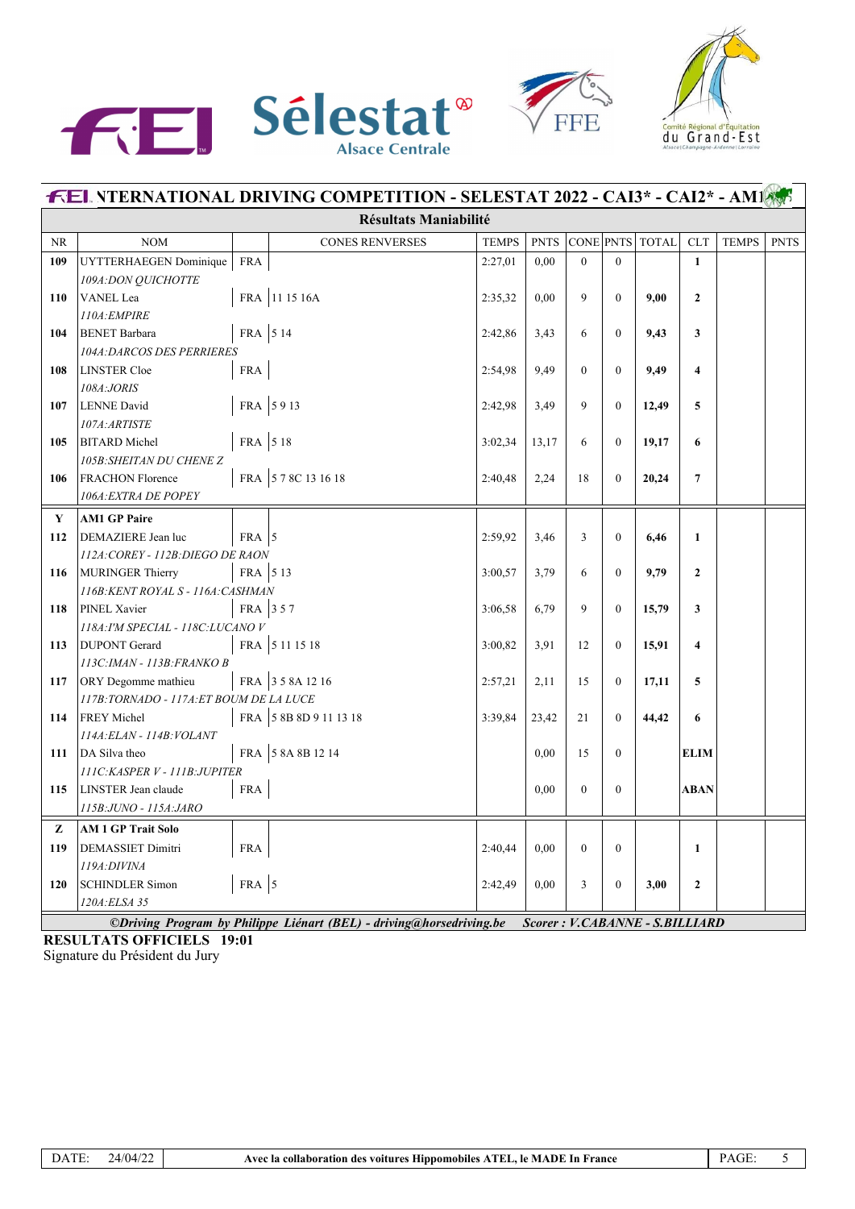## NTERNATIONAL DRIVING COMPETITION - SELESTAT 2022 - CAI3* - CAI2* - AM1

### Résultats Maniabilité

| NR | NOM | | CONES RENVERSES | TEMPS | PNTS | CONE | PNTS | TOTAL | CLT | TEMPS | PNTS |
|---|---|---|---|---|---|---|---|---|---|---|---|
| **109** | UYTTERHAEGEN Dominique | FRA | | 2:27,01 | 0,00 | 0 | 0 | | **1** | | |
| | *109A:DON QUICHOTTE* | | | | | | | | | | |
| **110** | VANEL Lea | FRA | 11 15 16A | 2:35,32 | 0,00 | 9 | 0 | **9,00** | **2** | | |
| | *110A:EMPIRE* | | | | | | | | | | |
| **104** | BENET Barbara | FRA | 5 14 | 2:42,86 | 3,43 | 6 | 0 | **9,43** | **3** | | |
| | *104A:DARCOS DES PERRIERES* | | | | | | | | | | |
| **108** | LINSTER Cloe | FRA | | 2:54,98 | 9,49 | 0 | 0 | **9,49** | **4** | | |
| | *108A:JORIS* | | | | | | | | | | |
| **107** | LENNE David | FRA | 5 9 13 | 2:42,98 | 3,49 | 9 | 0 | **12,49** | **5** | | |
| | *107A:ARTISTE* | | | | | | | | | | |
| **105** | BITARD Michel | FRA | 5 18 | 3:02,34 | 13,17 | 6 | 0 | **19,17** | **6** | | |
| | *105B:SHEITAN DU CHENE Z* | | | | | | | | | | |
| **106** | FRACHON Florence | FRA | 5 7 8C 13 16 18 | 2:40,48 | 2,24 | 18 | 0 | **20,24** | **7** | | |
| | *106A:EXTRA DE POPEY* | | | | | | | | | | |
| **Y** | **AM1 GP Paire** | | | | | | | | | | |
| **112** | DEMAZIERE Jean luc | FRA | 5 | 2:59,92 | 3,46 | 3 | 0 | **6,46** | **1** | | |
| | *112A:COREY - 112B:DIEGO DE RAON* | | | | | | | | | | |
| **116** | MURINGER Thierry | FRA | 5 13 | 3:00,57 | 3,79 | 6 | 0 | **9,79** | **2** | | |
| | *116B:KENT ROYAL S - 116A:CASHMAN* | | | | | | | | | | |
| **118** | PINEL Xavier | FRA | 3 5 7 | 3:06,58 | 6,79 | 9 | 0 | **15,79** | **3** | | |
| | *118A:I'M SPECIAL - 118C:LUCANO V* | | | | | | | | | | |
| **113** | DUPONT Gerard | FRA | 5 11 15 18 | 3:00,82 | 3,91 | 12 | 0 | **15,91** | **4** | | |
| | *113C:IMAN - 113B:FRANKO B* | | | | | | | | | | |
| **117** | ORY Degomme mathieu | FRA | 3 5 8A 12 16 | 2:57,21 | 2,11 | 15 | 0 | **17,11** | **5** | | |
| | *117B:TORNADO - 117A:ET BOUM DE LA LUCE* | | | | | | | | | | |
| **114** | FREY Michel | FRA | 5 8B 8D 9 11 13 18 | 3:39,84 | 23,42 | 21 | 0 | **44,42** | **6** | | |
| | *114A:ELAN - 114B:VOLANT* | | | | | | | | | | |
| **111** | DA Silva theo | FRA | 5 8A 8B 12 14 | | 0,00 | 15 | 0 | | **ELIM** | | |
| | *111C:KASPER V - 111B:JUPITER* | | | | | | | | | | |
| **115** | LINSTER Jean claude | FRA | | | 0,00 | 0 | 0 | | **ABAN** | | |
| | *115B:JUNO - 115A:JARO* | | | | | | | | | | |
| **Z** | **AM 1 GP Trait Solo** | | | | | | | | | | |
| **119** | DEMASSIET Dimitri | FRA | | 2:40,44 | 0,00 | 0 | 0 | | **1** | | |
| | *119A:DIVINA* | | | | | | | | | | |
| **120** | SCHINDLER Simon | FRA | 5 | 2:42,49 | 0,00 | 3 | 0 | **3,00** | **2** | | |
| | *120A:ELSA 35* | | | | | | | | | | |

***©Driving Program by Philippe Liénart (BEL) - driving@horsedriving.be    Scorer : V.CABANNE - S.BILLIARD***

**RESULTATS OFFICIELS 19:01**

Signature du Président du Jury

DATE: 24/04/22 | **Avec la collaboration des voitures Hippomobiles ATEL, le MADE In France**